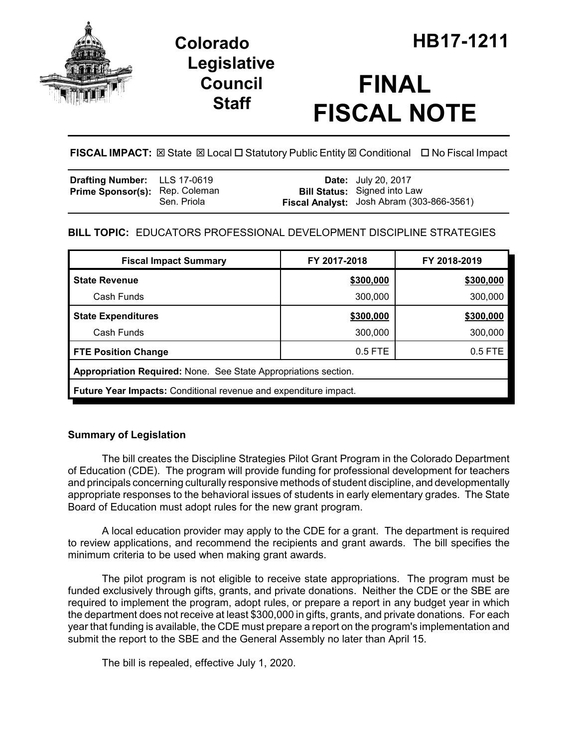# Colorado Legislative Council Staff

# HB17-1211

# FINAL FISCAL NOTE

**FISCAL IMPACT:** ☒ State ☒ Local ☐ Statutory Public Entity ☒ Conditional ☐ No Fiscal Impact

| | | | |
|---|---|---|---|
| **Drafting Number:** | LLS 17-0619 | **Date:** | July 20, 2017 |
| **Prime Sponsor(s):** | Rep. Coleman<br>Sen. Priola | **Bill Status:** | Signed into Law |
| | | **Fiscal Analyst:** | Josh Abram (303-866-3561) |

**BILL TOPIC:** EDUCATORS PROFESSIONAL DEVELOPMENT DISCIPLINE STRATEGIES

| Fiscal Impact Summary | FY 2017-2018 | FY 2018-2019 |
|---|---|---|
| **State Revenue** | <u>$300,000</u> | <u>$300,000</u> |
| Cash Funds | 300,000 | 300,000 |
| **State Expenditures** | <u>$300,000</u> | <u>$300,000</u> |
| Cash Funds | 300,000 | 300,000 |
| **FTE Position Change** | 0.5 FTE | 0.5 FTE |
| **Appropriation Required:** None. See State Appropriations section. | | |
| **Future Year Impacts:** Conditional revenue and expenditure impact. | | |

### Summary of Legislation

The bill creates the Discipline Strategies Pilot Grant Program in the Colorado Department of Education (CDE). The program will provide funding for professional development for teachers and principals concerning culturally responsive methods of student discipline, and developmentally appropriate responses to the behavioral issues of students in early elementary grades. The State Board of Education must adopt rules for the new grant program.

A local education provider may apply to the CDE for a grant. The department is required to review applications, and recommend the recipients and grant awards. The bill specifies the minimum criteria to be used when making grant awards.

The pilot program is not eligible to receive state appropriations. The program must be funded exclusively through gifts, grants, and private donations. Neither the CDE or the SBE are required to implement the program, adopt rules, or prepare a report in any budget year in which the department does not receive at least $300,000 in gifts, grants, and private donations. For each year that funding is available, the CDE must prepare a report on the program's implementation and submit the report to the SBE and the General Assembly no later than April 15.

The bill is repealed, effective July 1, 2020.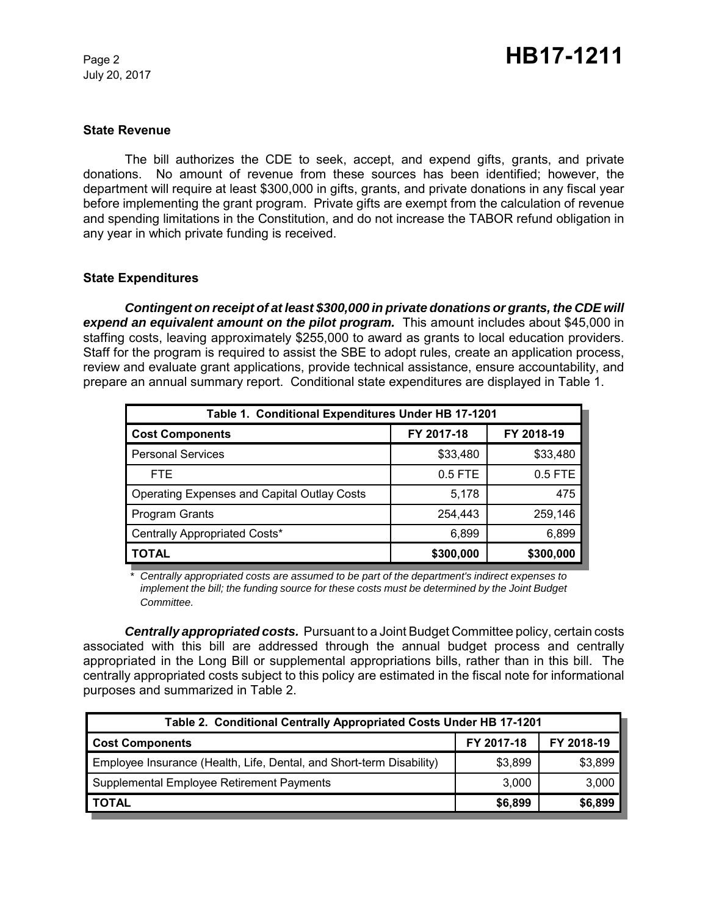### State Revenue

The bill authorizes the CDE to seek, accept, and expend gifts, grants, and private donations. No amount of revenue from these sources has been identified; however, the department will require at least $300,000 in gifts, grants, and private donations in any fiscal year before implementing the grant program. Private gifts are exempt from the calculation of revenue and spending limitations in the Constitution, and do not increase the TABOR refund obligation in any year in which private funding is received.

### State Expenditures

***Contingent on receipt of at least $300,000 in private donations or grants, the CDE will expend an equivalent amount on the pilot program.*** This amount includes about $45,000 in staffing costs, leaving approximately $255,000 to award as grants to local education providers. Staff for the program is required to assist the SBE to adopt rules, create an application process, review and evaluate grant applications, provide technical assistance, ensure accountability, and prepare an annual summary report. Conditional state expenditures are displayed in Table 1.

| Table 1. Conditional Expenditures Under HB 17-1201 | | |
|---|---|---|
| **Cost Components** | **FY 2017-18** | **FY 2018-19** |
| Personal Services | $33,480 | $33,480 |
| FTE | 0.5 FTE | 0.5 FTE |
| Operating Expenses and Capital Outlay Costs | 5,178 | 475 |
| Program Grants | 254,443 | 259,146 |
| Centrally Appropriated Costs* | 6,899 | 6,899 |
| **TOTAL** | **$300,000** | **$300,000** |

*\* Centrally appropriated costs are assumed to be part of the department's indirect expenses to implement the bill; the funding source for these costs must be determined by the Joint Budget Committee.*

***Centrally appropriated costs.*** Pursuant to a Joint Budget Committee policy, certain costs associated with this bill are addressed through the annual budget process and centrally appropriated in the Long Bill or supplemental appropriations bills, rather than in this bill. The centrally appropriated costs subject to this policy are estimated in the fiscal note for informational purposes and summarized in Table 2.

| Table 2. Conditional Centrally Appropriated Costs Under HB 17-1201 | | |
|---|---|---|
| **Cost Components** | **FY 2017-18** | **FY 2018-19** |
| Employee Insurance (Health, Life, Dental, and Short-term Disability) | $3,899 | $3,899 |
| Supplemental Employee Retirement Payments | 3,000 | 3,000 |
| **TOTAL** | **$6,899** | **$6,899** |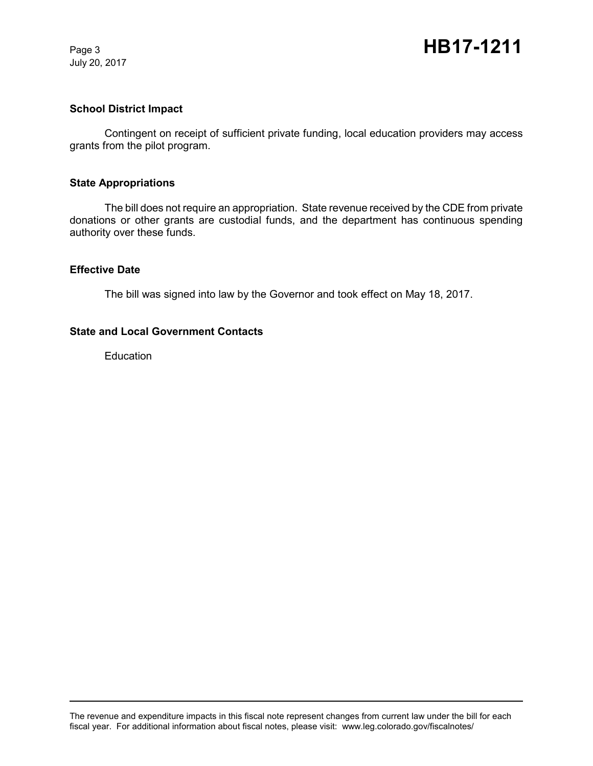### School District Impact

Contingent on receipt of sufficient private funding, local education providers may access grants from the pilot program.

### State Appropriations

The bill does not require an appropriation. State revenue received by the CDE from private donations or other grants are custodial funds, and the department has continuous spending authority over these funds.

### Effective Date

The bill was signed into law by the Governor and took effect on May 18, 2017.

### State and Local Government Contacts

Education

The revenue and expenditure impacts in this fiscal note represent changes from current law under the bill for each fiscal year. For additional information about fiscal notes, please visit: www.leg.colorado.gov/fiscalnotes/